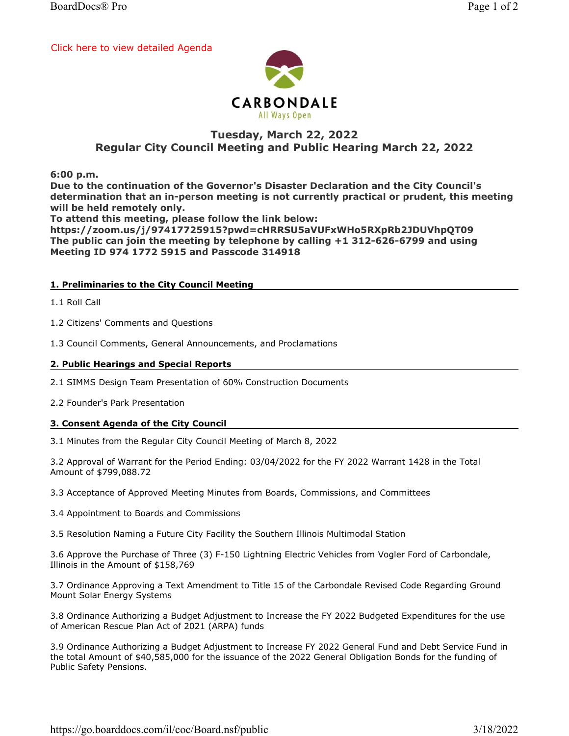Click here to view detailed Agenda

CARBONDALE
All Ways Open

## Tuesday, March 22, 2022
## Regular City Council Meeting and Public Hearing March 22, 2022

**6:00 p.m.**
**Due to the continuation of the Governor's Disaster Declaration and the City Council's determination that an in-person meeting is not currently practical or prudent, this meeting will be held remotely only.**
**To attend this meeting, please follow the link below:**
**https://zoom.us/j/97417725915?pwd=cHRRSU5aVUFxWHo5RXpRb2JDUVhpQT09**
**The public can join the meeting by telephone by calling +1 312-626-6799 and using Meeting ID 974 1772 5915 and Passcode 314918**

### 1. Preliminaries to the City Council Meeting

1.1 Roll Call

1.2 Citizens' Comments and Questions

1.3 Council Comments, General Announcements, and Proclamations

### 2. Public Hearings and Special Reports

2.1 SIMMS Design Team Presentation of 60% Construction Documents

2.2 Founder's Park Presentation

### 3. Consent Agenda of the City Council

3.1 Minutes from the Regular City Council Meeting of March 8, 2022

3.2 Approval of Warrant for the Period Ending: 03/04/2022 for the FY 2022 Warrant 1428 in the Total Amount of $799,088.72

3.3 Acceptance of Approved Meeting Minutes from Boards, Commissions, and Committees

3.4 Appointment to Boards and Commissions

3.5 Resolution Naming a Future City Facility the Southern Illinois Multimodal Station

3.6 Approve the Purchase of Three (3) F-150 Lightning Electric Vehicles from Vogler Ford of Carbondale, Illinois in the Amount of $158,769

3.7 Ordinance Approving a Text Amendment to Title 15 of the Carbondale Revised Code Regarding Ground Mount Solar Energy Systems

3.8 Ordinance Authorizing a Budget Adjustment to Increase the FY 2022 Budgeted Expenditures for the use of American Rescue Plan Act of 2021 (ARPA) funds

3.9 Ordinance Authorizing a Budget Adjustment to Increase FY 2022 General Fund and Debt Service Fund in the total Amount of $40,585,000 for the issuance of the 2022 General Obligation Bonds for the funding of Public Safety Pensions.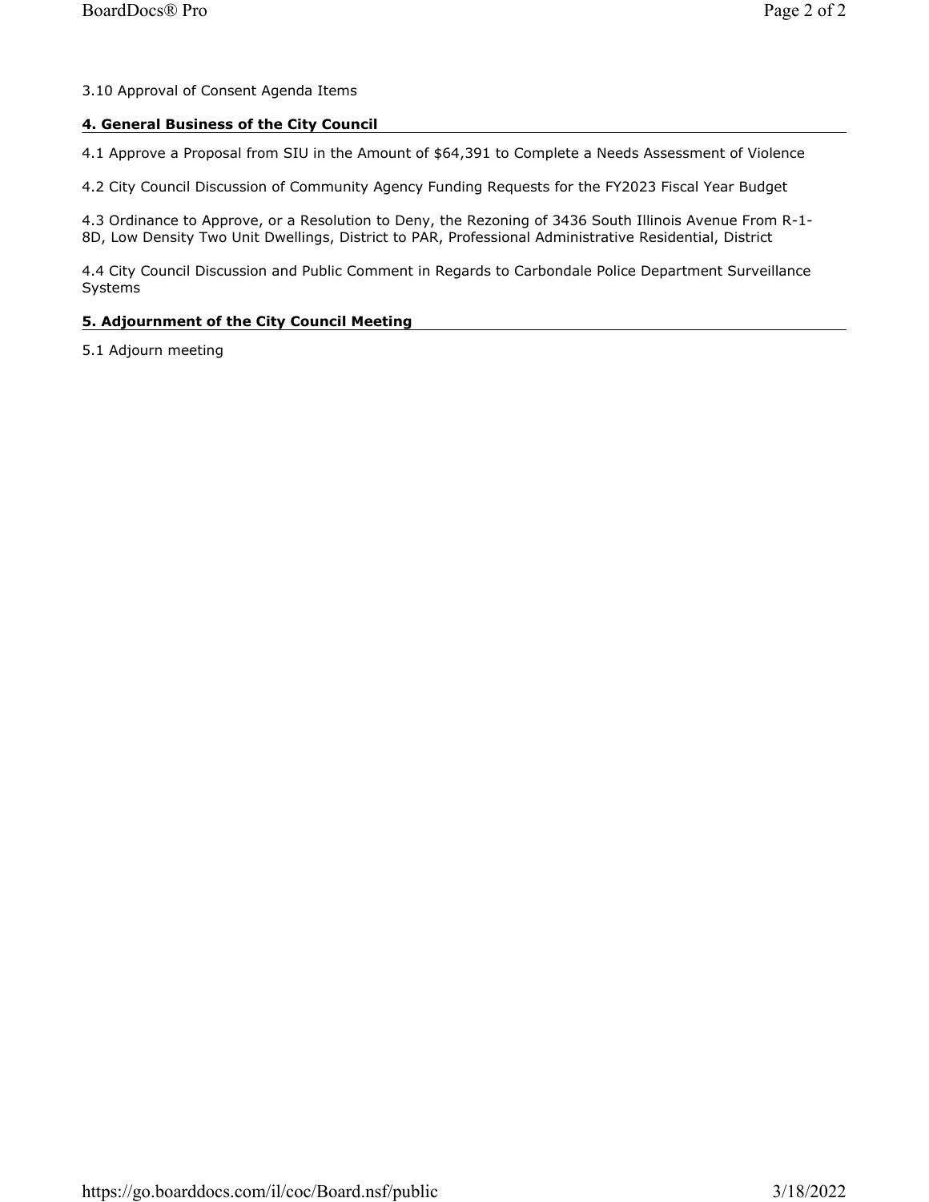3.10 Approval of Consent Agenda Items

## 4. General Business of the City Council

4.1 Approve a Proposal from SIU in the Amount of $64,391 to Complete a Needs Assessment of Violence

4.2 City Council Discussion of Community Agency Funding Requests for the FY2023 Fiscal Year Budget

4.3 Ordinance to Approve, or a Resolution to Deny, the Rezoning of 3436 South Illinois Avenue From R-1-8D, Low Density Two Unit Dwellings, District to PAR, Professional Administrative Residential, District

4.4 City Council Discussion and Public Comment in Regards to Carbondale Police Department Surveillance Systems

## 5. Adjournment of the City Council Meeting

5.1 Adjourn meeting